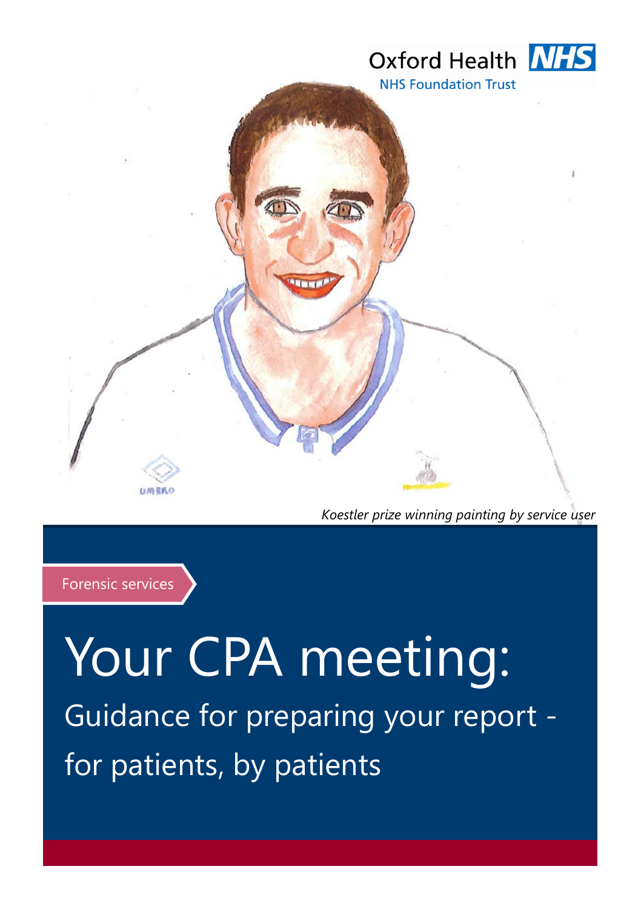Oxford Health NHS

NHS Foundation Trust

*Koestler prize winning painting by service user*

Forensic services

# Your CPA meeting:

## Guidance for preparing your report - for patients, by patients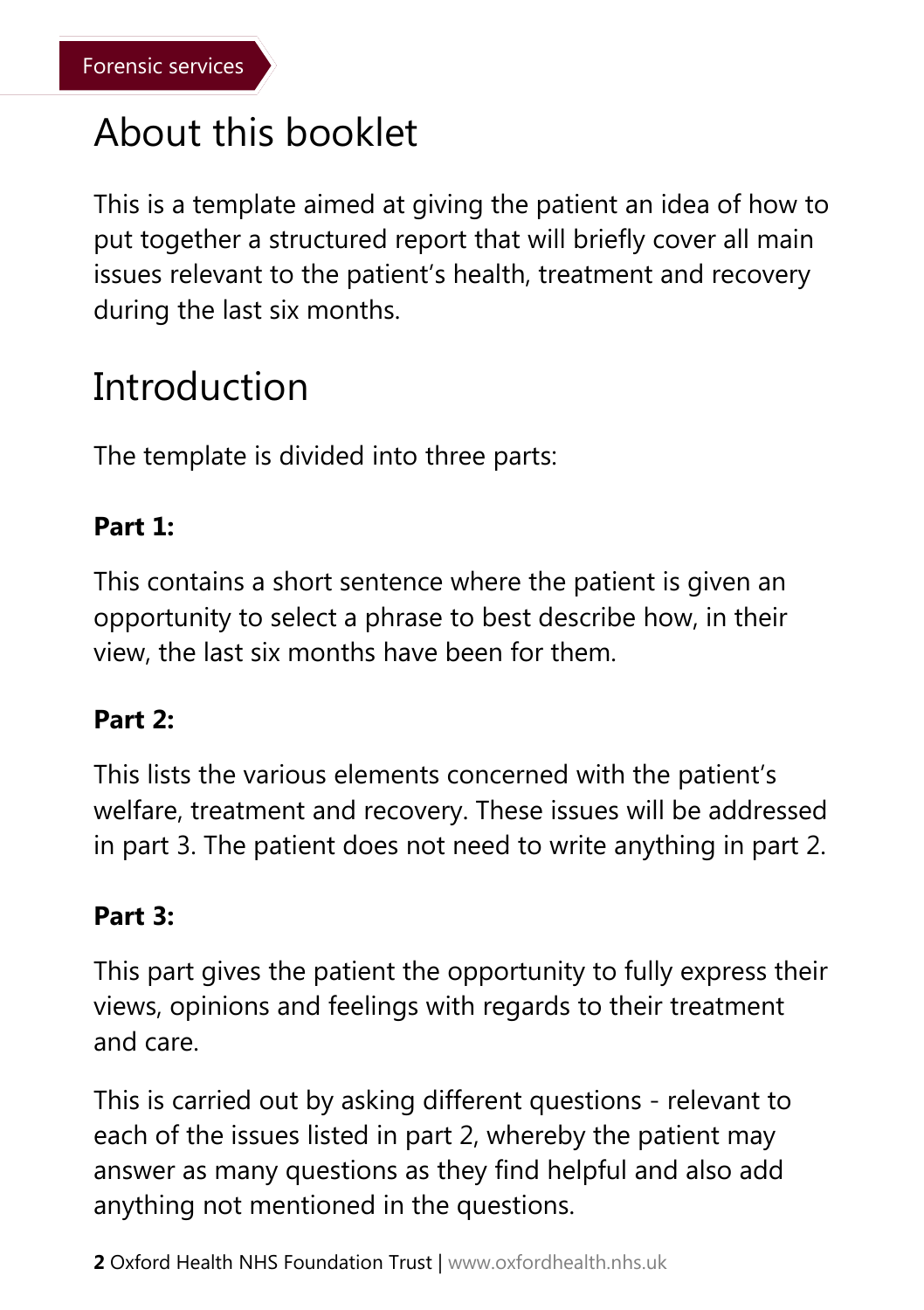## About this booklet

This is a template aimed at giving the patient an idea of how to put together a structured report that will briefly cover all main issues relevant to the patient's health, treatment and recovery during the last six months.

## Introduction

The template is divided into three parts:

**Part 1:**

This contains a short sentence where the patient is given an opportunity to select a phrase to best describe how, in their view, the last six months have been for them.

**Part 2:**

This lists the various elements concerned with the patient's welfare, treatment and recovery. These issues will be addressed in part 3. The patient does not need to write anything in part 2.

**Part 3:**

This part gives the patient the opportunity to fully express their views, opinions and feelings with regards to their treatment and care.

This is carried out by asking different questions - relevant to each of the issues listed in part 2, whereby the patient may answer as many questions as they find helpful and also add anything not mentioned in the questions.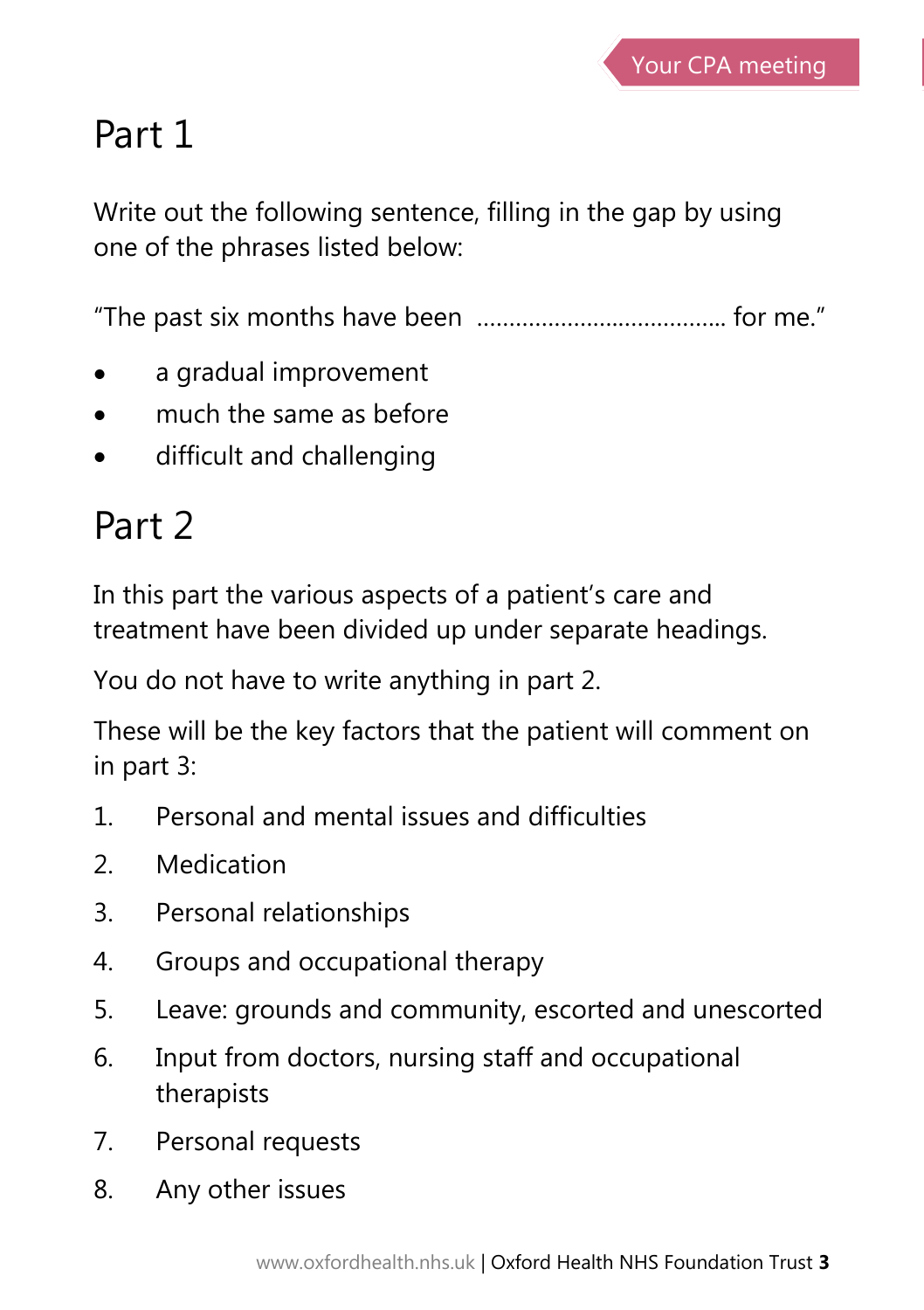## Part 1

Write out the following sentence, filling in the gap by using one of the phrases listed below:

"The past six months have been ..................................... for me."

- a gradual improvement
- much the same as before
- difficult and challenging

## Part 2

In this part the various aspects of a patient's care and treatment have been divided up under separate headings.

You do not have to write anything in part 2.

These will be the key factors that the patient will comment on in part 3:

1. Personal and mental issues and difficulties
2. Medication
3. Personal relationships
4. Groups and occupational therapy
5. Leave: grounds and community, escorted and unescorted
6. Input from doctors, nursing staff and occupational therapists
7. Personal requests
8. Any other issues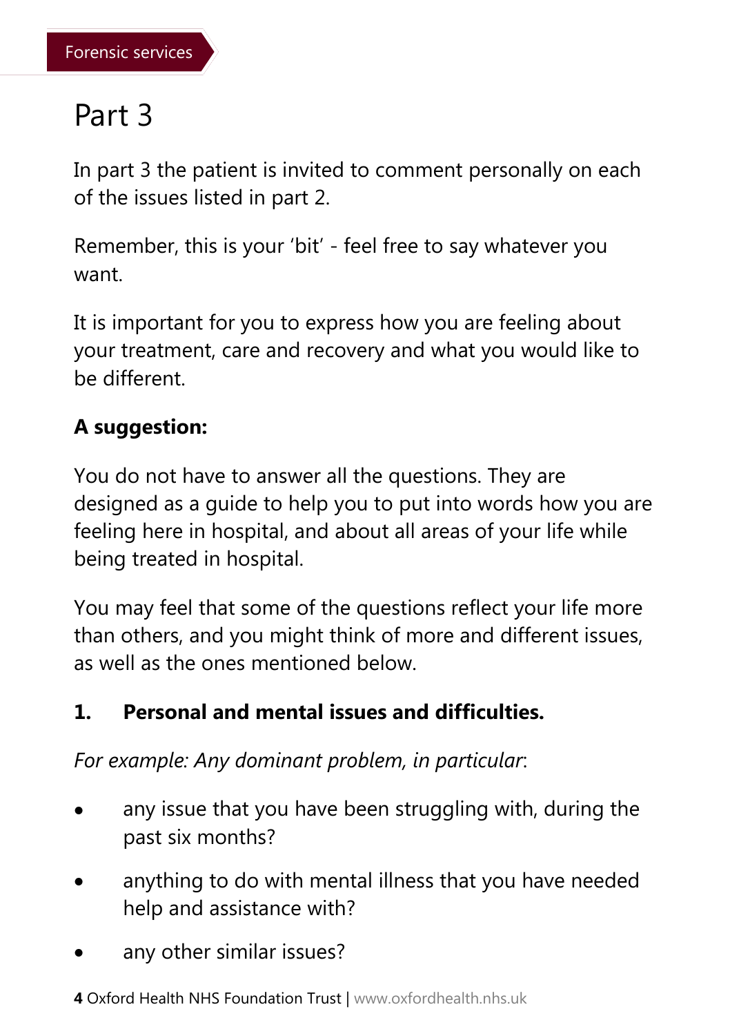## Part 3

In part 3 the patient is invited to comment personally on each of the issues listed in part 2.

Remember, this is your 'bit' - feel free to say whatever you want.

It is important for you to express how you are feeling about your treatment, care and recovery and what you would like to be different.

**A suggestion:**

You do not have to answer all the questions. They are designed as a guide to help you to put into words how you are feeling here in hospital, and about all areas of your life while being treated in hospital.

You may feel that some of the questions reflect your life more than others, and you might think of more and different issues, as well as the ones mentioned below.

**1. Personal and mental issues and difficulties.**

*For example: Any dominant problem, in particular*:

- any issue that you have been struggling with, during the past six months?
- anything to do with mental illness that you have needed help and assistance with?
- any other similar issues?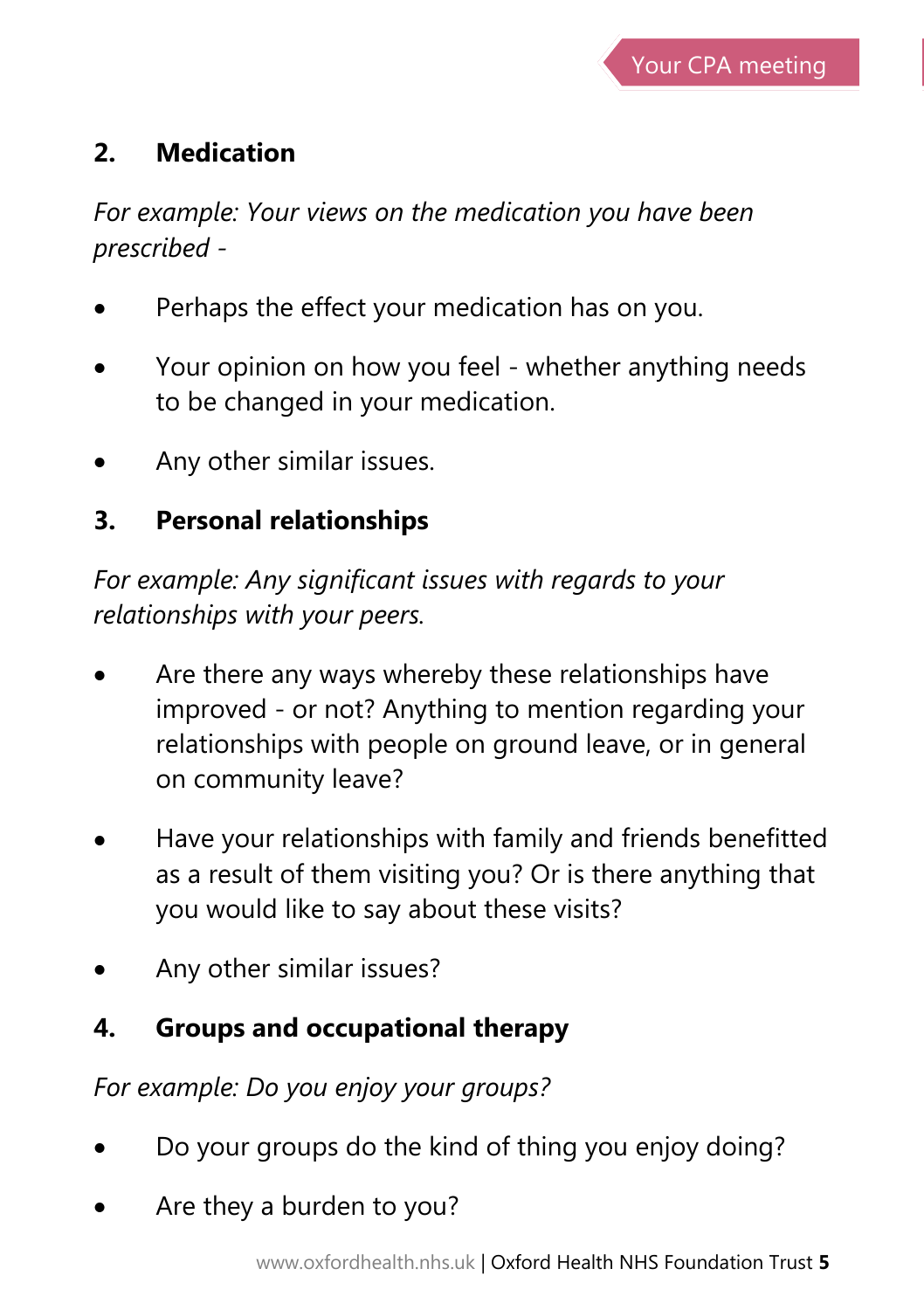## 2. Medication

*For example: Your views on the medication you have been prescribed -*

- Perhaps the effect your medication has on you.
- Your opinion on how you feel - whether anything needs to be changed in your medication.
- Any other similar issues.

## 3. Personal relationships

*For example: Any significant issues with regards to your relationships with your peers.*

- Are there any ways whereby these relationships have improved - or not? Anything to mention regarding your relationships with people on ground leave, or in general on community leave?
- Have your relationships with family and friends benefitted as a result of them visiting you? Or is there anything that you would like to say about these visits?
- Any other similar issues?

## 4. Groups and occupational therapy

*For example: Do you enjoy your groups?*

- Do your groups do the kind of thing you enjoy doing?
- Are they a burden to you?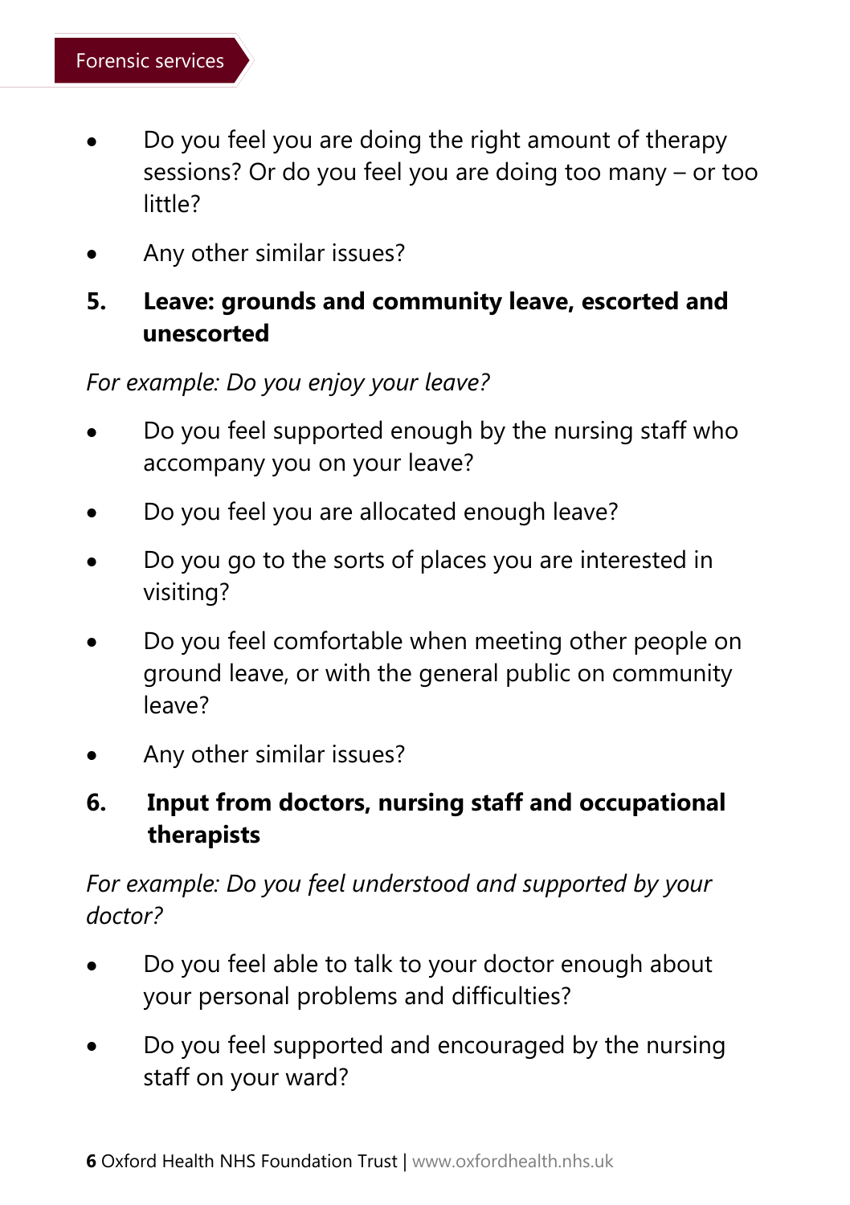- Do you feel you are doing the right amount of therapy sessions? Or do you feel you are doing too many – or too little?
- Any other similar issues?

## 5. Leave: grounds and community leave, escorted and unescorted

*For example: Do you enjoy your leave?*

- Do you feel supported enough by the nursing staff who accompany you on your leave?
- Do you feel you are allocated enough leave?
- Do you go to the sorts of places you are interested in visiting?
- Do you feel comfortable when meeting other people on ground leave, or with the general public on community leave?
- Any other similar issues?

## 6. Input from doctors, nursing staff and occupational therapists

*For example: Do you feel understood and supported by your doctor?*

- Do you feel able to talk to your doctor enough about your personal problems and difficulties?
- Do you feel supported and encouraged by the nursing staff on your ward?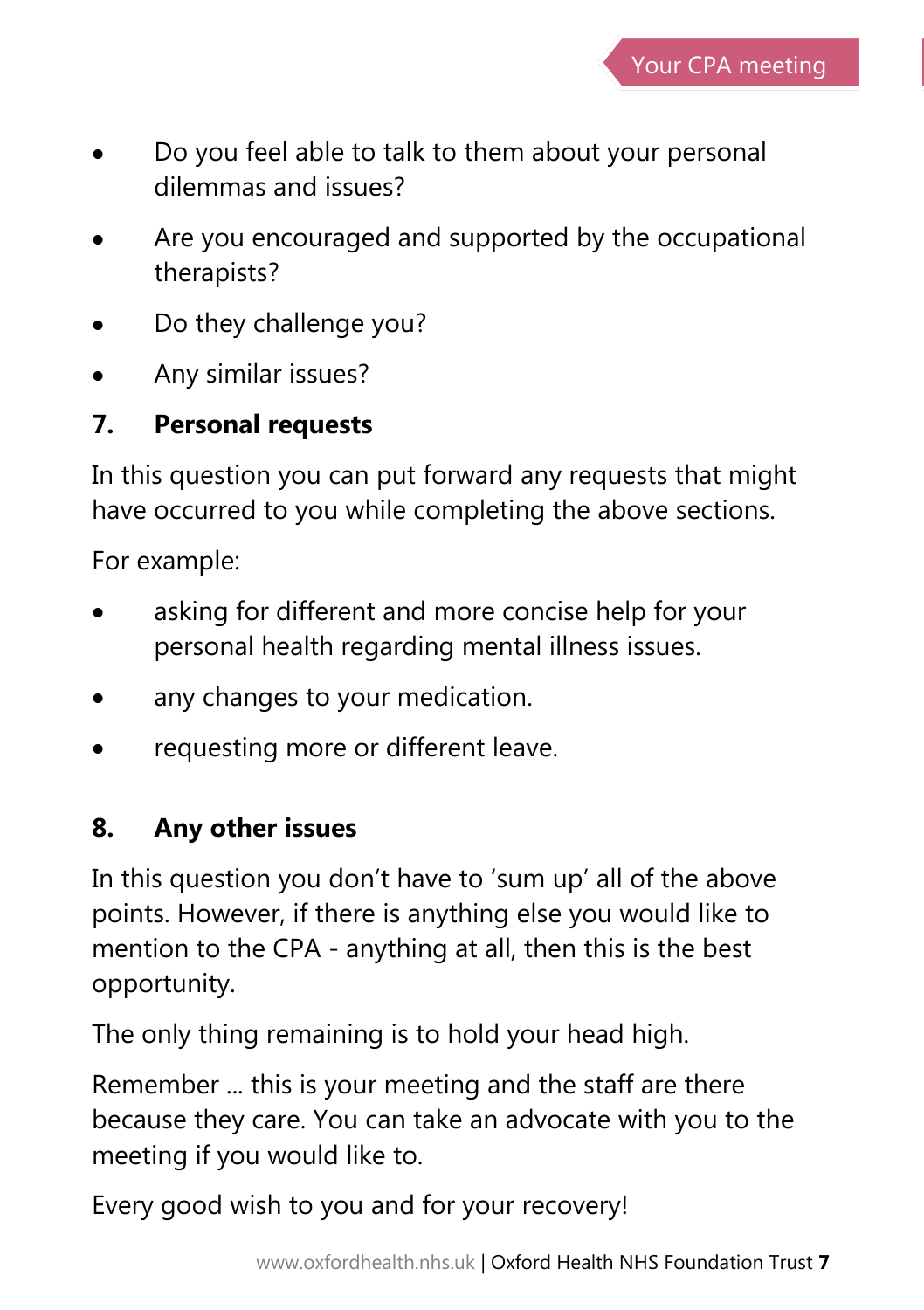- Do you feel able to talk to them about your personal dilemmas and issues?
- Are you encouraged and supported by the occupational therapists?
- Do they challenge you?
- Any similar issues?

## 7. Personal requests

In this question you can put forward any requests that might have occurred to you while completing the above sections.

For example:

- asking for different and more concise help for your personal health regarding mental illness issues.
- any changes to your medication.
- requesting more or different leave.

## 8. Any other issues

In this question you don't have to 'sum up' all of the above points. However, if there is anything else you would like to mention to the CPA - anything at all, then this is the best opportunity.

The only thing remaining is to hold your head high.

Remember ... this is your meeting and the staff are there because they care. You can take an advocate with you to the meeting if you would like to.

Every good wish to you and for your recovery!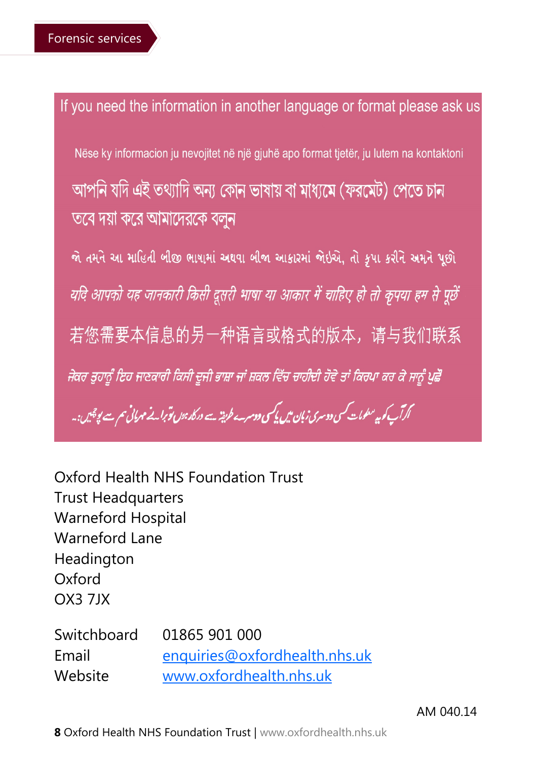If you need the information in another language or format please ask us

Nëse ky informacion ju nevojitet në një gjuhë apo format tjetër, ju lutem na kontaktoni

আপনি যদি এই তথ্যাদি অন্য কোন ভাষায় বা মাধ্যমে (ফরমেট) পেতে চান তবে দয়া করে আমাদেরকে বলুন

જો તમને આ માહિતી બીજી ભાષામાં અથવા બીજા આકારમાં જોઇએ, તો કૃપા કરીને અમને પૂછો

यदि आपको यह जानकारी किसी दूसरी भाषा या आकार में चाहिए हो तो कृपया हम से पूछें

若您需要本信息的另一种语言或格式的版本，请与我们联系

ਜੇਕਰ ਤੁਹਾਨੂੰ ਇਹ ਜਾਣਕਾਰੀ ਕਿਸੀ ਦੂਜੀ ਭਾਸ਼ਾ ਜਾਂ ਸ਼ਕਲ ਵਿੱਚ ਚਾਹੀਦੀ ਹੋਵੇ ਤਾਂ ਕਿਰਪਾ ਕਰ ਕੇ ਸਾਨੂੰ ਪੁਛੋ

اگر آپ کو یہ معلومات کسی دوسری زبان میں یا کسی دوسرے طریقے سے درکار ہوں تو برائے مہربانی ہم سے پوچھیں۔

Oxford Health NHS Foundation Trust
Trust Headquarters
Warneford Hospital
Warneford Lane
Headington
Oxford
OX3 7JX

Switchboard 01865 901 000
Email enquiries@oxfordhealth.nhs.uk
Website www.oxfordhealth.nhs.uk

AM 040.14